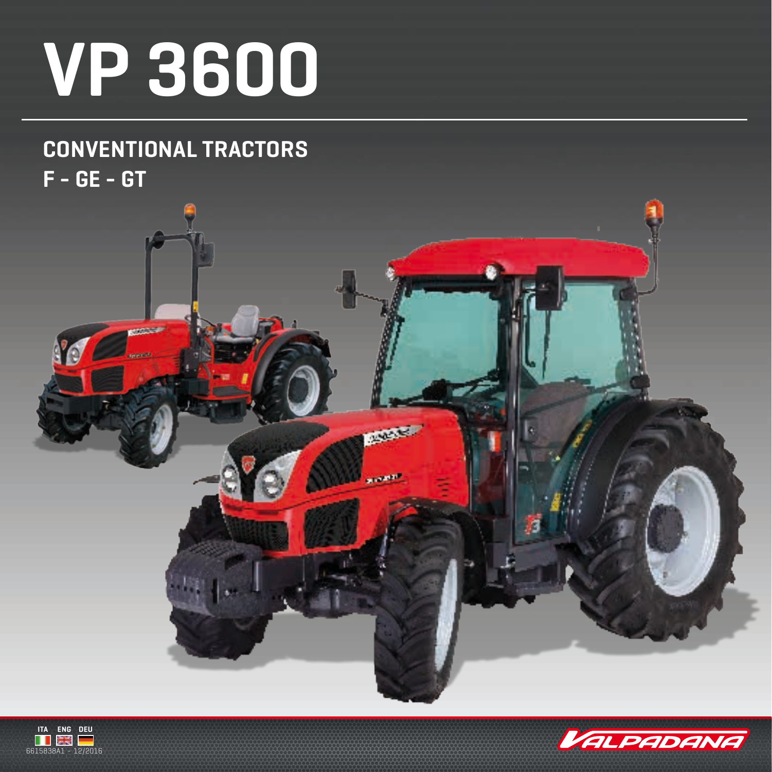# VP 3600

## CONVENTIONAL TRACTORS
## F - GE - GT

ITA ENG DEU

6615838A1 - 12/2016

VALPADANA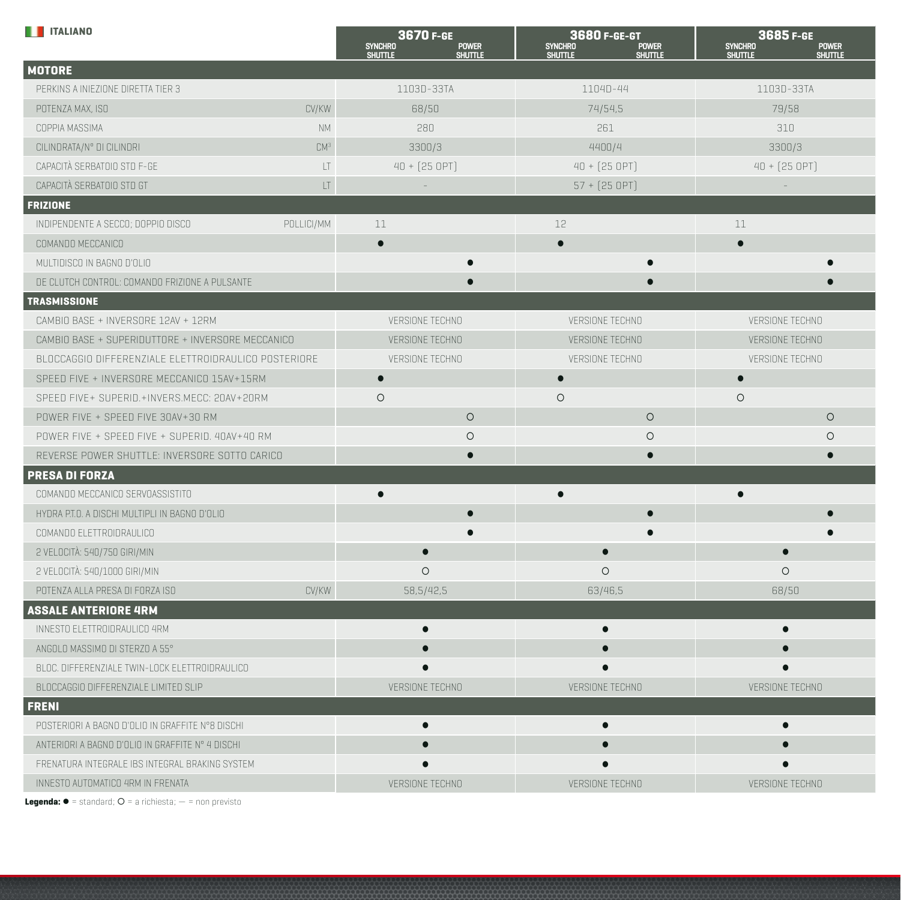ITALIANO

| | | 3670 F-GE | | 3680 F-GE-GT | | 3685 F-GE | |
|---|---|---|---|---|---|---|---|
| | | SYNCHRO SHUTTLE | POWER SHUTTLE | SYNCHRO SHUTTLE | POWER SHUTTLE | SYNCHRO SHUTTLE | POWER SHUTTLE |
| **MOTORE** | | | | | | | |
| PERKINS A INIEZIONE DIRETTA TIER 3 | | 1103D-33TA | | 1104D-44 | | 1103D-33TA | |
| POTENZA MAX, ISO | CV/KW | 68/50 | | 74/54,5 | | 79/58 | |
| COPPIA MASSIMA | NM | 280 | | 261 | | 310 | |
| CILINDRATA/N° DI CILINDRI | $CM^3$ | 3300/3 | | 4400/4 | | 3300/3 | |
| CAPACITÀ SERBATOIO STD F-GE | LT | 40 + (25 OPT) | | 40 + (25 OPT) | | 40 + (25 OPT) | |
| CAPACITÀ SERBATOIO STD GT | LT | - | | 57 + (25 OPT) | | - | |
| **FRIZIONE** | | | | | | | |
| INDIPENDENTE A SECCO; DOPPIO DISCO | POLLICI/MM | 11 | | 12 | | 11 | |
| COMANDO MECCANICO | | ● | | ● | | ● | |
| MULTIDISCO IN BAGNO D'OLIO | | | ● | | ● | | ● |
| DE CLUTCH CONTROL: COMANDO FRIZIONE A PULSANTE | | | ● | | ● | | ● |
| **TRASMISSIONE** | | | | | | | |
| CAMBIO BASE + INVERSORE 12AV + 12RM | | VERSIONE TECHNO | | VERSIONE TECHNO | | VERSIONE TECHNO | |
| CAMBIO BASE + SUPERIDUTTORE + INVERSORE MECCANICO | | VERSIONE TECHNO | | VERSIONE TECHNO | | VERSIONE TECHNO | |
| BLOCCAGGIO DIFFERENZIALE ELETTROIDRAULICO POSTERIORE | | VERSIONE TECHNO | | VERSIONE TECHNO | | VERSIONE TECHNO | |
| SPEED FIVE + INVERSORE MECCANICO 15AV+15RM | | ● | | ● | | ● | |
| SPEED FIVE+ SUPERID.+INVERS.MECC: 20AV+20RM | | ○ | | ○ | | ○ | |
| POWER FIVE + SPEED FIVE 30AV+30 RM | | | ○ | | ○ | | ○ |
| POWER FIVE + SPEED FIVE + SUPERID. 40AV+40 RM | | | ○ | | ○ | | ○ |
| REVERSE POWER SHUTTLE: INVERSORE SOTTO CARICO | | | ● | | ● | | ● |
| **PRESA DI FORZA** | | | | | | | |
| COMANDO MECCANICO SERVOASSISTITO | | ● | | ● | | ● | |
| HYDRA P.T.O. A DISCHI MULTIPLI IN BAGNO D'OLIO | | | ● | | ● | | ● |
| COMANDO ELETTROIDRAULICO | | | ● | | ● | | ● |
| 2 VELOCITÀ: 540/750 GIRI/MIN | | ● | | ● | | ● | |
| 2 VELOCITÀ: 540/1000 GIRI/MIN | | ○ | | ○ | | ○ | |
| POTENZA ALLA PRESA DI FORZA ISO | CV/KW | 58,5/42,5 | | 63/46,5 | | 68/50 | |
| **ASSALE ANTERIORE 4RM** | | | | | | | |
| INNESTO ELETTROIDRAULICO 4RM | | ● | | ● | | ● | |
| ANGOLO MASSIMO DI STERZO A 55° | | ● | | ● | | ● | |
| BLOC. DIFFERENZIALE TWIN-LOCK ELETTROIDRAULICO | | ● | | ● | | ● | |
| BLOCCAGGIO DIFFERENZIALE LIMITED SLIP | | VERSIONE TECHNO | | VERSIONE TECHNO | | VERSIONE TECHNO | |
| **FRENI** | | | | | | | |
| POSTERIORI A BAGNO D'OLIO IN GRAFFITE N°8 DISCHI | | ● | | ● | | ● | |
| ANTERIORI A BAGNO D'OLIO IN GRAFFITE N° 4 DISCHI | | ● | | ● | | ● | |
| FRENATURA INTEGRALE IBS INTEGRAL BRAKING SYSTEM | | ● | | ● | | ● | |
| INNESTO AUTOMATICO 4RM IN FRENATA | | VERSIONE TECHNO | | VERSIONE TECHNO | | VERSIONE TECHNO | |

**Legenda:** ● = standard; ○ = a richiesta; — = non previsto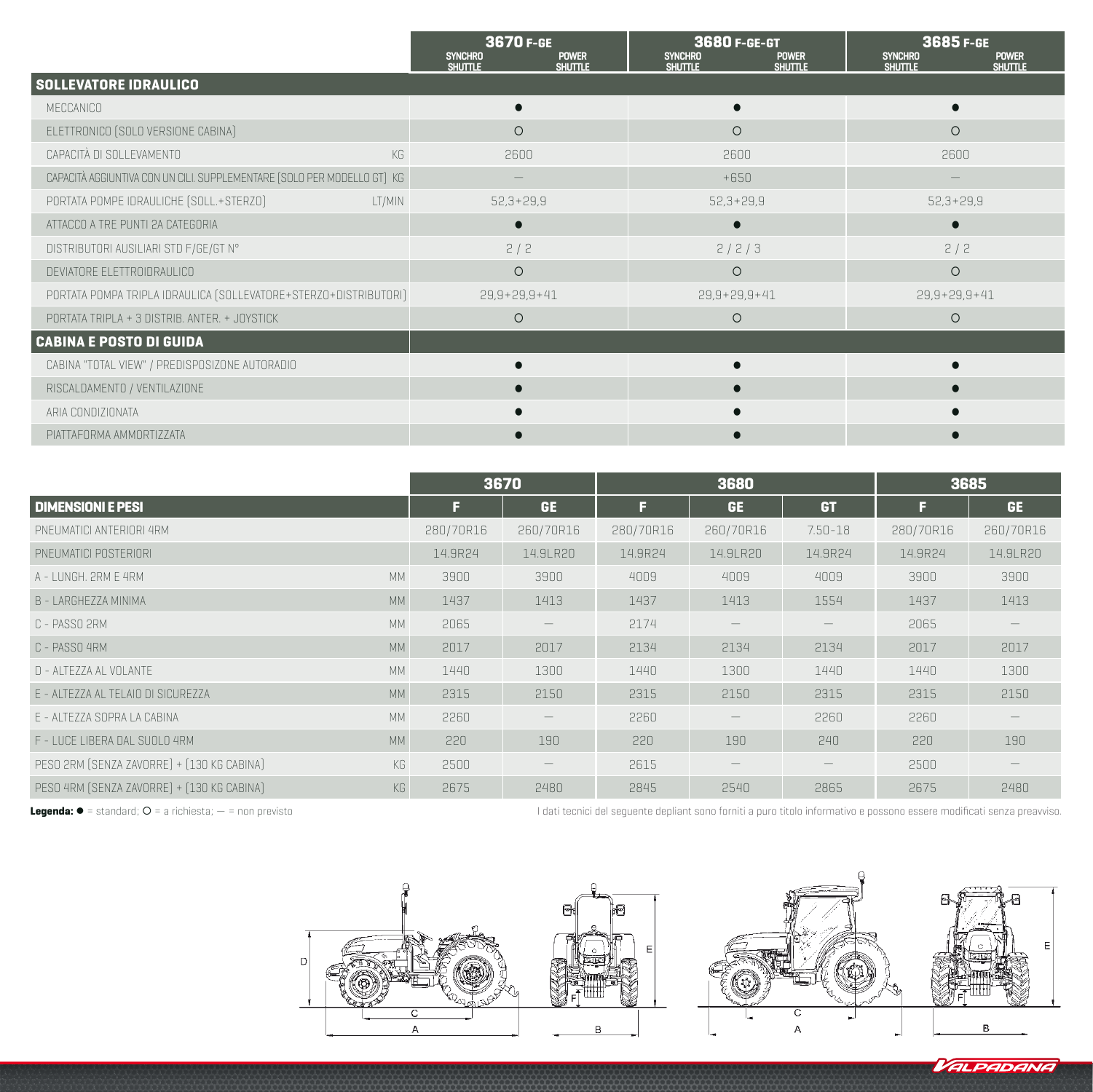| | 3670 F-GE SYNCHRO SHUTTLE / POWER SHUTTLE | 3680 F-GE-GT SYNCHRO SHUTTLE / POWER SHUTTLE | 3685 F-GE SYNCHRO SHUTTLE / POWER SHUTTLE |
|---|---|---|---|
| **SOLLEVATORE IDRAULICO** | | | |
| MECCANICO | ● | ● | ● |
| ELETTRONICO (SOLO VERSIONE CABINA) | ○ | ○ | ○ |
| CAPACITÀ DI SOLLEVAMENTO KG | 2600 | 2600 | 2600 |
| CAPACITÀ AGGIUNTIVA CON UN CILI. SUPPLEMENTARE (SOLO PER MODELLO GT) KG | — | +650 | — |
| PORTATA POMPE IDRAULICHE (SOLL.+STERZO) LT/MIN | 52,3+29,9 | 52,3+29,9 | 52,3+29,9 |
| ATTACCO A TRE PUNTI 2A CATEGORIA | ● | ● | ● |
| DISTRIBUTORI AUSILIARI STD F/GE/GT N° | 2 / 2 | 2 / 2 / 3 | 2 / 2 |
| DEVIATORE ELETTROIDRAULICO | ○ | ○ | ○ |
| PORTATA POMPA TRIPLA IDRAULICA (SOLLEVATORE+STERZO+DISTRIBUTORI) | 29,9+29,9+41 | 29,9+29,9+41 | 29,9+29,9+41 |
| PORTATA TRIPLA + 3 DISTRIB. ANTER. + JOYSTICK | ○ | ○ | ○ |
| **CABINA E POSTO DI GUIDA** | | | |
| CABINA "TOTAL VIEW" / PREDISPOSIZONE AUTORADIO | ● | ● | ● |
| RISCALDAMENTO / VENTILAZIONE | ● | ● | ● |
| ARIA CONDIZIONATA | ● | ● | ● |
| PIATTAFORMA AMMORTIZZATA | ● | ● | ● |

| | 3670 | | 3680 | | | 3685 | |
|---|---|---|---|---|---|---|---|
| **DIMENSIONI E PESI** | F | GE | F | GE | GT | F | GE |
| PNEUMATICI ANTERIORI 4RM | 280/70R16 | 260/70R16 | 280/70R16 | 260/70R16 | 7.50-18 | 280/70R16 | 260/70R16 |
| PNEUMATICI POSTERIORI | 14.9R24 | 14.9LR20 | 14.9R24 | 14.9LR20 | 14.9R24 | 14.9R24 | 14.9LR20 |
| A - LUNGH. 2RM E 4RM MM | 3900 | 3900 | 4009 | 4009 | 4009 | 3900 | 3900 |
| B - LARGHEZZA MINIMA MM | 1437 | 1413 | 1437 | 1413 | 1554 | 1437 | 1413 |
| C - PASSO 2RM MM | 2065 | — | 2174 | — | — | 2065 | — |
| C - PASSO 4RM MM | 2017 | 2017 | 2134 | 2134 | 2134 | 2017 | 2017 |
| D - ALTEZZA AL VOLANTE MM | 1440 | 1300 | 1440 | 1300 | 1440 | 1440 | 1300 |
| E - ALTEZZA AL TELAIO DI SICUREZZA MM | 2315 | 2150 | 2315 | 2150 | 2315 | 2315 | 2150 |
| E - ALTEZZA SOPRA LA CABINA MM | 2260 | — | 2260 | — | 2260 | 2260 | — |
| F - LUCE LIBERA DAL SUOLO 4RM MM | 220 | 190 | 220 | 190 | 240 | 220 | 190 |
| PESO 2RM (SENZA ZAVORRE) + (130 KG CABINA) KG | 2500 | — | 2615 | — | — | 2500 | — |
| PESO 4RM (SENZA ZAVORRE) + (130 KG CABINA) KG | 2675 | 2480 | 2845 | 2540 | 2865 | 2675 | 2480 |

**Legenda:** ● = standard; ○ = a richiesta; — = non previsto

I dati tecnici del seguente depliant sono forniti a puro titolo informativo e possono essere modificati senza preavviso.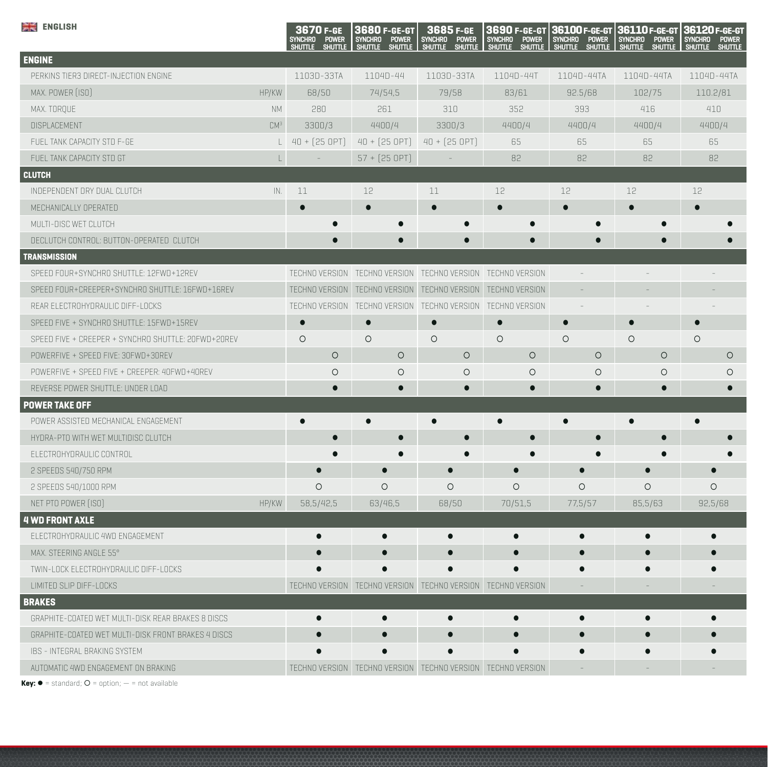| ENGLISH | | 3670 F-GE | | 3680 F-GE-GT | | 3685 F-GE | | 3690 F-GE-GT | | 36100 F-GE-GT | | 36110 F-GE-GT | | 36120 F-GE-GT | |
|---|---|---|---|---|---|---|---|---|---|---|---|---|---|---|---|
| | | SYNCHRO SHUTTLE | POWER SHUTTLE | SYNCHRO SHUTTLE | POWER SHUTTLE | SYNCHRO SHUTTLE | POWER SHUTTLE | SYNCHRO SHUTTLE | POWER SHUTTLE | SYNCHRO SHUTTLE | POWER SHUTTLE | SYNCHRO SHUTTLE | POWER SHUTTLE | SYNCHRO SHUTTLE | POWER SHUTTLE |
| **ENGINE** | | | | | | | | | | | | | | | |
| PERKINS TIER3 DIRECT-INJECTION ENGINE | | 1103D-33TA | 1103D-33TA | 1104D-44 | 1104D-44 | 1103D-33TA | 1103D-33TA | 1104D-44T | 1104D-44T | 1104D-44TA | 1104D-44TA | 1104D-44TA | 1104D-44TA | 1104D-44TA | 1104D-44TA |
| MAX. POWER (ISO) | HP/KW | 68/50 | 68/50 | 74/54,5 | 74/54,5 | 79/58 | 79/58 | 83/61 | 83/61 | 92.5/68 | 92.5/68 | 102/75 | 102/75 | 110.2/81 | 110.2/81 |
| MAX. TORQUE | NM | 280 | 280 | 261 | 261 | 310 | 310 | 352 | 352 | 393 | 393 | 416 | 416 | 410 | 410 |
| DISPLACEMENT | $CM^3$ | 3300/3 | 3300/3 | 4400/4 | 4400/4 | 3300/3 | 3300/3 | 4400/4 | 4400/4 | 4400/4 | 4400/4 | 4400/4 | 4400/4 | 4400/4 | 4400/4 |
| FUEL TANK CAPACITY STD F-GE | L | 40 + (25 OPT) | 40 + (25 OPT) | 40 + (25 OPT) | 40 + (25 OPT) | 40 + (25 OPT) | 40 + (25 OPT) | 65 | 65 | 65 | 65 | 65 | 65 | 65 | 65 |
| FUEL TANK CAPACITY STD GT | L | - | - | 57 + (25 OPT) | 57 + (25 OPT) | - | - | 82 | 82 | 82 | 82 | 82 | 82 | 82 | 82 |
| **CLUTCH** | | | | | | | | | | | | | | | |
| INDEPENDENT DRY DUAL CLUTCH | IN. | 11 | | 12 | | 11 | | 12 | | 12 | | 12 | | 12 | |
| MECHANICALLY OPERATED | | ● | | ● | | ● | | ● | | ● | | ● | | ● | |
| MULTI-DISC WET CLUTCH | | | ● | | ● | | ● | | ● | | ● | | ● | | ● |
| DECLUTCH CONTROL: BUTTON-OPERATED CLUTCH | | | ● | | ● | | ● | | ● | | ● | | ● | | ● |
| **TRANSMISSION** | | | | | | | | | | | | | | | |
| SPEED FOUR+SYNCHRO SHUTTLE: 12FWD+12REV | | TECHNO VERSION | TECHNO VERSION | TECHNO VERSION | TECHNO VERSION | TECHNO VERSION | TECHNO VERSION | TECHNO VERSION | TECHNO VERSION | - | - | - | - | - | - |
| SPEED FOUR+CREEPER+SYNCHRO SHUTTLE: 16FWD+16REV | | TECHNO VERSION | TECHNO VERSION | TECHNO VERSION | TECHNO VERSION | TECHNO VERSION | TECHNO VERSION | TECHNO VERSION | TECHNO VERSION | - | - | - | - | - | - |
| REAR ELECTROHYDRAULIC DIFF-LOCKS | | TECHNO VERSION | TECHNO VERSION | TECHNO VERSION | TECHNO VERSION | TECHNO VERSION | TECHNO VERSION | TECHNO VERSION | TECHNO VERSION | - | - | - | - | - | - |
| SPEED FIVE + SYNCHRO SHUTTLE: 15FWD+15REV | | ● | | ● | | ● | | ● | | ● | | ● | | ● | |
| SPEED FIVE + CREEPER + SYNCHRO SHUTTLE: 20FWD+20REV | | ○ | | ○ | | ○ | | ○ | | ○ | | ○ | | ○ | |
| POWERFIVE + SPEED FIVE: 30FWD+30REV | | | ○ | | ○ | | ○ | | ○ | | ○ | | ○ | | ○ |
| POWERFIVE + SPEED FIVE + CREEPER: 40FWD+40REV | | | ○ | | ○ | | ○ | | ○ | | ○ | | ○ | | ○ |
| REVERSE POWER SHUTTLE: UNDER LOAD | | | ● | | ● | | ● | | ● | | ● | | ● | | ● |
| **POWER TAKE OFF** | | | | | | | | | | | | | | | |
| POWER ASSISTED MECHANICAL ENGAGEMENT | | ● | | ● | | ● | | ● | | ● | | ● | | ● | |
| HYDRA-PTO WITH WET MULTIDISC CLUTCH | | | ● | | ● | | ● | | ● | | ● | | ● | | ● |
| ELECTROHYDRAULIC CONTROL | | | ● | | ● | | ● | | ● | | ● | | ● | | ● |
| 2 SPEEDS 540/750 RPM | | ● | ● | ● | ● | ● | ● | ● | ● | ● | ● | ● | ● | ● | ● |
| 2 SPEEDS 540/1000 RPM | | ○ | ○ | ○ | ○ | ○ | ○ | ○ | ○ | ○ | ○ | ○ | ○ | ○ | ○ |
| NET PTO POWER (ISO) | HP/KW | 58,5/42,5 | 58,5/42,5 | 63/46,5 | 63/46,5 | 68/50 | 68/50 | 70/51,5 | 70/51,5 | 77,5/57 | 77,5/57 | 85,5/63 | 85,5/63 | 92,5/68 | 92,5/68 |
| **4 WD FRONT AXLE** | | | | | | | | | | | | | | | |
| ELECTROHYDRAULIC 4WD ENGAGEMENT | | ● | ● | ● | ● | ● | ● | ● | ● | ● | ● | ● | ● | ● | ● |
| MAX. STEERING ANGLE 55° | | ● | ● | ● | ● | ● | ● | ● | ● | ● | ● | ● | ● | ● | ● |
| TWIN-LOCK ELECTROHYDRAULIC DIFF-LOCKS | | ● | ● | ● | ● | ● | ● | ● | ● | ● | ● | ● | ● | ● | ● |
| LIMITED SLIP DIFF-LOCKS | | TECHNO VERSION | TECHNO VERSION | TECHNO VERSION | TECHNO VERSION | TECHNO VERSION | TECHNO VERSION | TECHNO VERSION | TECHNO VERSION | - | - | - | - | - | - |
| **BRAKES** | | | | | | | | | | | | | | | |
| GRAPHITE-COATED WET MULTI-DISK REAR BRAKES 8 DISCS | | ● | ● | ● | ● | ● | ● | ● | ● | ● | ● | ● | ● | ● | ● |
| GRAPHITE-COATED WET MULTI-DISK FRONT BRAKES 4 DISCS | | ● | ● | ● | ● | ● | ● | ● | ● | ● | ● | ● | ● | ● | ● |
| IBS - INTEGRAL BRAKING SYSTEM | | ● | ● | ● | ● | ● | ● | ● | ● | ● | ● | ● | ● | ● | ● |
| AUTOMATIC 4WD ENGAGEMENT ON BRAKING | | TECHNO VERSION | TECHNO VERSION | TECHNO VERSION | TECHNO VERSION | TECHNO VERSION | TECHNO VERSION | TECHNO VERSION | TECHNO VERSION | - | - | - | - | - | - |

**Key:** ● = standard; ○ = option; — = not available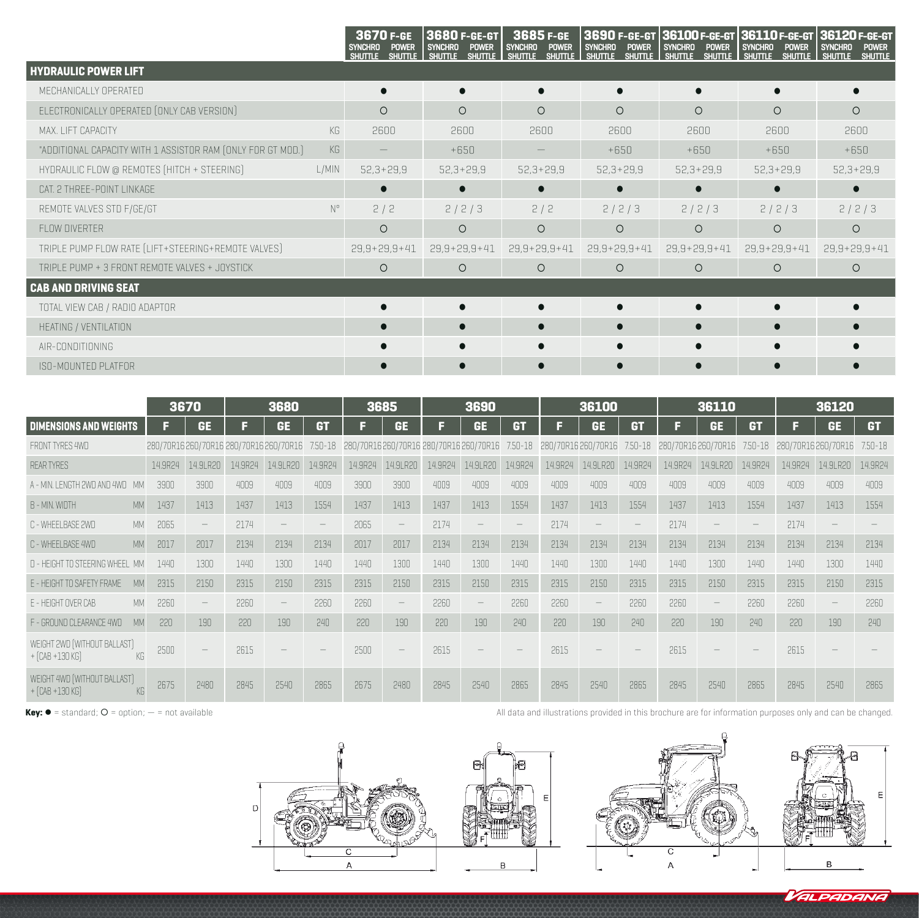| | 3670 F-GE SYNCHRO SHUTTLE POWER SHUTTLE | 3680 F-GE-GT SYNCHRO SHUTTLE POWER SHUTTLE | 3685 F-GE SYNCHRO SHUTTLE POWER SHUTTLE | 3690 F-GE-GT SYNCHRO SHUTTLE POWER SHUTTLE | 36100 F-GE-GT SYNCHRO SHUTTLE POWER SHUTTLE | 36110 F-GE-GT SYNCHRO SHUTTLE POWER SHUTTLE | 36120 F-GE-GT SYNCHRO SHUTTLE POWER SHUTTLE |
|---|---|---|---|---|---|---|---|
| **HYDRAULIC POWER LIFT** | | | | | | | |
| MECHANICALLY OPERATED | ● | ● | ● | ● | ● | ● | ● |
| ELECTRONICALLY OPERATED (ONLY CAB VERSION) | O | O | O | O | O | O | O |
| MAX. LIFT CAPACITY KG | 2600 | 2600 | 2600 | 2600 | 2600 | 2600 | 2600 |
| *ADDITIONAL CAPACITY WITH 1 ASSISTOR RAM (ONLY FOR GT MOD.) KG | — | +650 | — | +650 | +650 | +650 | +650 |
| HYDRAULIC FLOW @ REMOTES (HITCH + STEERING) L/MIN | 52,3+29,9 | 52,3+29,9 | 52,3+29,9 | 52,3+29,9 | 52,3+29,9 | 52,3+29,9 | 52,3+29,9 |
| CAT. 2 THREE-POINT LINKAGE | ● | ● | ● | ● | ● | ● | ● |
| REMOTE VALVES STD F/GE/GT N° | 2 / 2 | 2 / 2 / 3 | 2 / 2 | 2 / 2 / 3 | 2 / 2 / 3 | 2 / 2 / 3 | 2 / 2 / 3 |
| FLOW DIVERTER | O | O | O | O | O | O | O |
| TRIPLE PUMP FLOW RATE (LIFT+STEERING+REMOTE VALVES) | 29,9+29,9+41 | 29,9+29,9+41 | 29,9+29,9+41 | 29,9+29,9+41 | 29,9+29,9+41 | 29,9+29,9+41 | 29,9+29,9+41 |
| TRIPLE PUMP + 3 FRONT REMOTE VALVES + JOYSTICK | O | O | O | O | O | O | O |
| **CAB AND DRIVING SEAT** | | | | | | | |
| TOTAL VIEW CAB / RADIO ADAPTOR | ● | ● | ● | ● | ● | ● | ● |
| HEATING / VENTILATION | ● | ● | ● | ● | ● | ● | ● |
| AIR-CONDITIONING | ● | ● | ● | ● | ● | ● | ● |
| ISO-MOUNTED PLATFOR | ● | ● | ● | ● | ● | ● | ● |

| | 3670 | | 3680 | | | 3685 | | 3690 | | | 36100 | | | 36110 | | | 36120 | | |
|---|---|---|---|---|---|---|---|---|---|---|---|---|---|---|---|---|---|---|---|
| **DIMENSIONS AND WEIGHTS** | F | GE | F | GE | GT | F | GE | F | GE | GT | F | GE | GT | F | GE | GT | F | GE | GT |
| FRONT TYRES 4WD | 280/70R16 | 260/70R16 | 280/70R16 | 260/70R16 | 7.50-18 | 280/70R16 | 260/70R16 | 280/70R16 | 260/70R16 | 7.50-18 | 280/70R16 | 260/70R16 | 7.50-18 | 280/70R16 | 260/70R16 | 7.50-18 | 280/70R16 | 260/70R16 | 7.50-18 |
| REAR TYRES | 14.9R24 | 14.9LR20 | 14.9R24 | 14.9LR20 | 14.9R24 | 14.9R24 | 14.9LR20 | 14.9R24 | 14.9LR20 | 14.9R24 | 14.9R24 | 14.9LR20 | 14.9R24 | 14.9R24 | 14.9LR20 | 14.9R24 | 14.9R24 | 14.9LR20 | 14.9R24 |
| A - MIN. LENGTH 2WD AND 4WD MM | 3900 | 3900 | 4009 | 4009 | 4009 | 3900 | 3900 | 4009 | 4009 | 4009 | 4009 | 4009 | 4009 | 4009 | 4009 | 4009 | 4009 | 4009 | 4009 |
| B - MIN. WIDTH MM | 1437 | 1413 | 1437 | 1413 | 1554 | 1437 | 1413 | 1437 | 1413 | 1554 | 1437 | 1413 | 1554 | 1437 | 1413 | 1554 | 1437 | 1413 | 1554 |
| C - WHEELBASE 2WD MM | 2065 | — | 2174 | — | — | 2065 | — | 2174 | — | — | 2174 | — | — | 2174 | — | — | 2174 | — | — |
| C - WHEELBASE 4WD MM | 2017 | 2017 | 2134 | 2134 | 2134 | 2017 | 2017 | 2134 | 2134 | 2134 | 2134 | 2134 | 2134 | 2134 | 2134 | 2134 | 2134 | 2134 | 2134 |
| D - HEIGHT TO STEERING WHEEL MM | 1440 | 1300 | 1440 | 1300 | 1440 | 1440 | 1300 | 1440 | 1300 | 1440 | 1440 | 1300 | 1440 | 1440 | 1300 | 1440 | 1440 | 1300 | 1440 |
| E - HEIGHT TO SAFETY FRAME MM | 2315 | 2150 | 2315 | 2150 | 2315 | 2315 | 2150 | 2315 | 2150 | 2315 | 2315 | 2150 | 2315 | 2315 | 2150 | 2315 | 2315 | 2150 | 2315 |
| E - HEIGHT OVER CAB MM | 2260 | — | 2260 | — | 2260 | 2260 | — | 2260 | — | 2260 | 2260 | — | 2260 | 2260 | — | 2260 | 2260 | — | 2260 |
| F - GROUND CLEARANCE 4WD MM | 220 | 190 | 220 | 190 | 240 | 220 | 190 | 220 | 190 | 240 | 220 | 190 | 240 | 220 | 190 | 240 | 220 | 190 | 240 |
| WEIGHT 2WD (WITHOUT BALLAST) + (CAB +130 KG) KG | 2500 | — | 2615 | — | — | 2500 | — | 2615 | — | — | 2615 | — | — | 2615 | — | — | 2615 | — | — |
| WEIGHT 4WD (WITHOUT BALLAST) + (CAB +130 KG) KG | 2675 | 2480 | 2845 | 2540 | 2865 | 2675 | 2480 | 2845 | 2540 | 2865 | 2845 | 2540 | 2865 | 2845 | 2540 | 2865 | 2845 | 2540 | 2865 |

**Key:** ● = standard; O = option; — = not available

All data and illustrations provided in this brochure are for information purposes only and can be changed.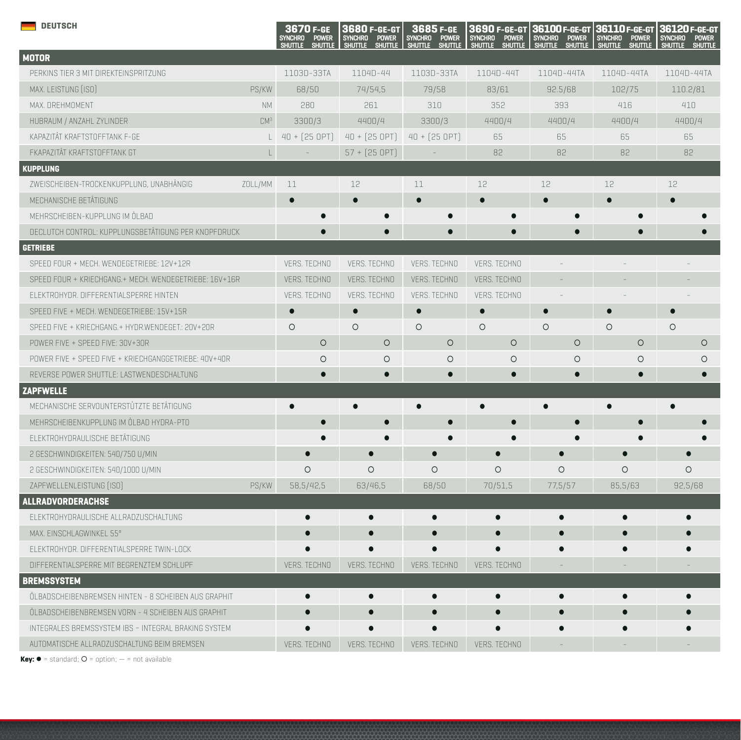**DEUTSCH**

| | | 3670 F-GE | | 3680 F-GE-GT | | 3685 F-GE | | 3690 F-GE-GT | | 36100 F-GE-GT | | 36110 F-GE-GT | | 36120 F-GE-GT | |
|---|---|---|---|---|---|---|---|---|---|---|---|---|---|---|---|
| | | SYNCHRO SHUTTLE | POWER SHUTTLE | SYNCHRO SHUTTLE | POWER SHUTTLE | SYNCHRO SHUTTLE | POWER SHUTTLE | SYNCHRO SHUTTLE | POWER SHUTTLE | SYNCHRO SHUTTLE | POWER SHUTTLE | SYNCHRO SHUTTLE | POWER SHUTTLE | SYNCHRO SHUTTLE | POWER SHUTTLE |
| **MOTOR** | | | | | | | | | | | | | | | |
| PERKINS TIER 3 MIT DIREKTEINSPRITZUNG | | 1103D-33TA | 1103D-33TA | 1104D-44 | 1104D-44 | 1103D-33TA | 1103D-33TA | 1104D-44T | 1104D-44T | 1104D-44TA | 1104D-44TA | 1104D-44TA | 1104D-44TA | 1104D-44TA | 1104D-44TA |
| MAX. LEISTUNG (ISO) | PS/KW | 68/50 | 68/50 | 74/54,5 | 74/54,5 | 79/58 | 79/58 | 83/61 | 83/61 | 92.5/68 | 92.5/68 | 102/75 | 102/75 | 110.2/81 | 110.2/81 |
| MAX. DREHMOMENT | NM | 280 | 280 | 261 | 261 | 310 | 310 | 352 | 352 | 393 | 393 | 416 | 416 | 410 | 410 |
| HUBRAUM / ANZAHL ZYLINDER | CM³ | 3300/3 | 3300/3 | 4400/4 | 4400/4 | 3300/3 | 3300/3 | 4400/4 | 4400/4 | 4400/4 | 4400/4 | 4400/4 | 4400/4 | 4400/4 | 4400/4 |
| KAPAZITÄT KRAFTSTOFFTANK F-GE | L | 40 + (25 OPT) | 40 + (25 OPT) | 40 + (25 OPT) | 40 + (25 OPT) | 40 + (25 OPT) | 40 + (25 OPT) | 65 | 65 | 65 | 65 | 65 | 65 | 65 | 65 |
| FKAPAZITÄT KRAFTSTOFFTANK GT | L | - | - | 57 + (25 OPT) | 57 + (25 OPT) | - | - | 82 | 82 | 82 | 82 | 82 | 82 | 82 | 82 |
| **KUPPLUNG** | | | | | | | | | | | | | | | |
| ZWEISCHEIBEN-TROCKENKUPPLUNG, UNABHÄNGIG | ZOLL/MM | 11 | | 12 | | 11 | | 12 | | 12 | | 12 | | 12 | |
| MECHANISCHE BETÄTIGUNG | | ● | | ● | | ● | | ● | | ● | | ● | | ● | |
| MEHRSCHEIBEN-KUPPLUNG IM ÖLBAD | | | ● | | ● | | ● | | ● | | ● | | ● | | ● |
| DECLUTCH CONTROL: KUPPLUNGSBETÄTIGUNG PER KNOPFDRUCK | | | ● | | ● | | ● | | ● | | ● | | ● | | ● |
| **GETRIEBE** | | | | | | | | | | | | | | | |
| SPEED FOUR + MECH. WENDEGETRIEBE: 12V+12R | | VERS. TECHNO | VERS. TECHNO | VERS. TECHNO | VERS. TECHNO | VERS. TECHNO | VERS. TECHNO | VERS. TECHNO | VERS. TECHNO | - | - | - | - | - | - |
| SPEED FOUR + KRIECHGANG.+ MECH. WENDEGETRIEBE: 16V+16R | | VERS. TECHNO | VERS. TECHNO | VERS. TECHNO | VERS. TECHNO | VERS. TECHNO | VERS. TECHNO | VERS. TECHNO | VERS. TECHNO | - | - | - | - | - | - |
| ELEKTROHYDR. DIFFERENTIALSPERRE HINTEN | | VERS. TECHNO | VERS. TECHNO | VERS. TECHNO | VERS. TECHNO | VERS. TECHNO | VERS. TECHNO | VERS. TECHNO | VERS. TECHNO | - | - | - | - | - | - |
| SPEED FIVE + MECH. WENDEGETRIEBE: 15V+15R | | ● | | ● | | ● | | ● | | ● | | ● | | ● | |
| SPEED FIVE + KRIECHGANG.+ HYDR.WENDEGET.: 20V+20R | | ○ | | ○ | | ○ | | ○ | | ○ | | ○ | | ○ | |
| POWER FIVE + SPEED FIVE: 30V+30R | | | ○ | | ○ | | ○ | | ○ | | ○ | | ○ | | ○ |
| POWER FIVE + SPEED FIVE + KRIECHGANGGETRIEBE: 40V+40R | | | ○ | | ○ | | ○ | | ○ | | ○ | | ○ | | ○ |
| REVERSE POWER SHUTTLE: LASTWENDESCHALTUNG | | | ● | | ● | | ● | | ● | | ● | | ● | | ● |
| **ZAPFWELLE** | | | | | | | | | | | | | | | |
| MECHANISCHE SERVOUNTERSTÜTZTE BETÄTIGUNG | | ● | | ● | | ● | | ● | | ● | | ● | | ● | |
| MEHRSCHEIBENKUPPLUNG IM ÖLBAD HYDRA-PTO | | | ● | | ● | | ● | | ● | | ● | | ● | | ● |
| ELEKTROHYDRAULISCHE BETÄTIGUNG | | | ● | | ● | | ● | | ● | | ● | | ● | | ● |
| 2 GESCHWINDIGKEITEN: 540/750 U/MIN | | ● | ● | ● | ● | ● | ● | ● | ● | ● | ● | ● | ● | ● | ● |
| 2 GESCHWINDIGKEITEN: 540/1000 U/MIN | | ○ | ○ | ○ | ○ | ○ | ○ | ○ | ○ | ○ | ○ | ○ | ○ | ○ | ○ |
| ZAPFWELLENLEISTUNG (ISO) | PS/KW | 58,5/42,5 | 58,5/42,5 | 63/46,5 | 63/46,5 | 68/50 | 68/50 | 70/51,5 | 70/51,5 | 77,5/57 | 77,5/57 | 85,5/63 | 85,5/63 | 92,5/68 | 92,5/68 |
| **ALLRADVORDERACHSE** | | | | | | | | | | | | | | | |
| ELEKTROHYDRAULISCHE ALLRADZUSCHALTUNG | | ● | ● | ● | ● | ● | ● | ● | ● | ● | ● | ● | ● | ● | ● |
| MAX. EINSCHLAGWINKEL 55° | | ● | ● | ● | ● | ● | ● | ● | ● | ● | ● | ● | ● | ● | ● |
| ELEKTROHYDR. DIFFERENTIALSPERRE TWIN-LOCK | | ● | ● | ● | ● | ● | ● | ● | ● | ● | ● | ● | ● | ● | ● |
| DIFFERENTIALSPERRE MIT BEGRENZTEM SCHLUPF | | VERS. TECHNO | VERS. TECHNO | VERS. TECHNO | VERS. TECHNO | VERS. TECHNO | VERS. TECHNO | VERS. TECHNO | VERS. TECHNO | - | - | - | - | - | - |
| **BREMSSYSTEM** | | | | | | | | | | | | | | | |
| ÖLBADSCHEIBENBREMSEN HINTEN - 8 SCHEIBEN AUS GRAPHIT | | ● | ● | ● | ● | ● | ● | ● | ● | ● | ● | ● | ● | ● | ● |
| ÖLBADSCHEIBENBREMSEN VORN - 4 SCHEIBEN AUS GRAPHIT | | ● | ● | ● | ● | ● | ● | ● | ● | ● | ● | ● | ● | ● | ● |
| INTEGRALES BREMSSYSTEM IBS - INTEGRAL BRAKING SYSTEM | | ● | ● | ● | ● | ● | ● | ● | ● | ● | ● | ● | ● | ● | ● |
| AUTOMATISCHE ALLRADZUSCHALTUNG BEIM BREMSEN | | VERS. TECHNO | VERS. TECHNO | VERS. TECHNO | VERS. TECHNO | VERS. TECHNO | VERS. TECHNO | VERS. TECHNO | VERS. TECHNO | - | - | - | - | - | - |

**Key:** ● = standard; ○ = option; — = not available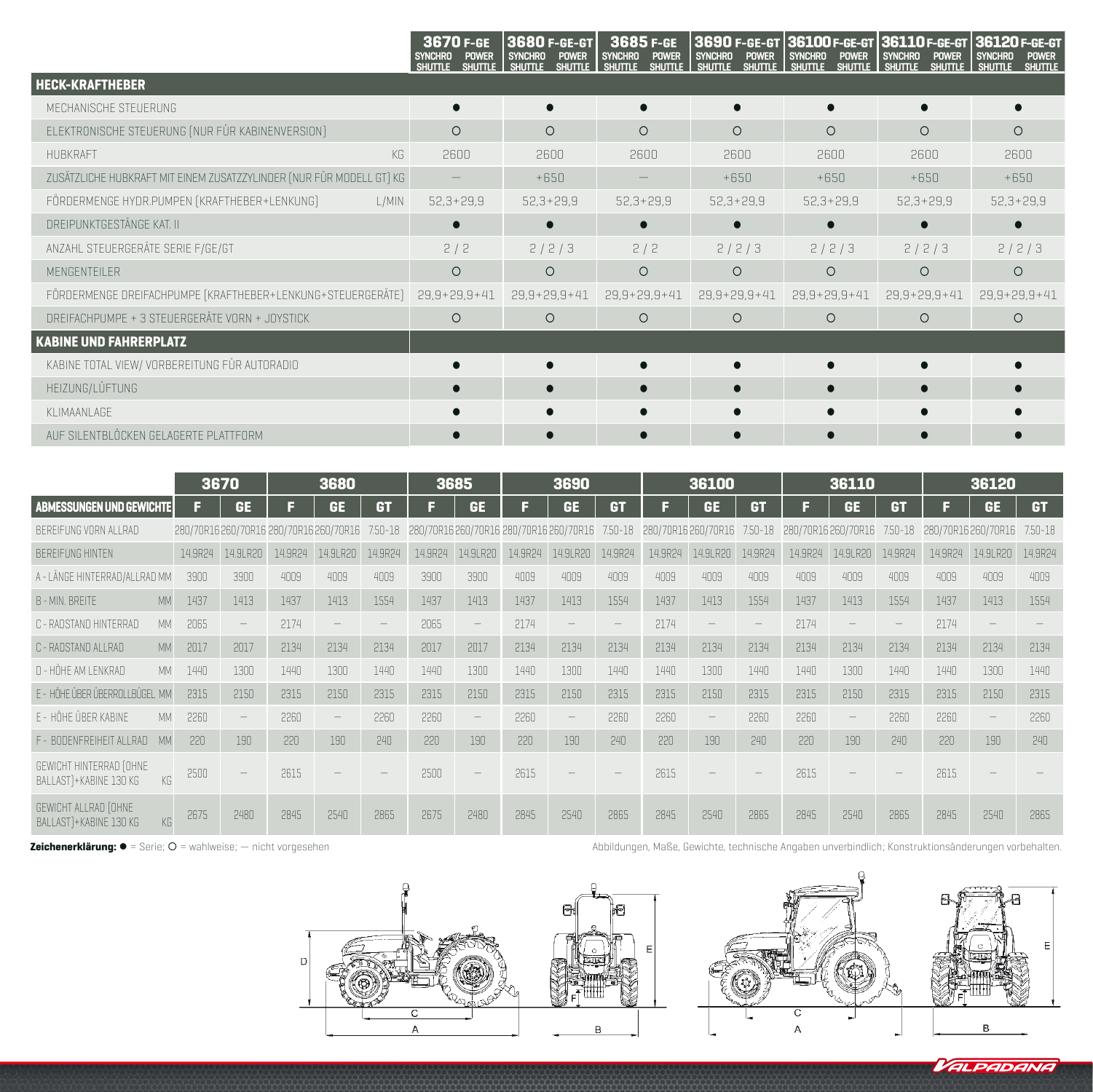| | 3670 F-GE SYNCHRO SHUTTLE POWER SHUTTLE | 3680 F-GE-GT SYNCHRO SHUTTLE POWER SHUTTLE | 3685 F-GE SYNCHRO SHUTTLE POWER SHUTTLE | 3690 F-GE-GT SYNCHRO SHUTTLE POWER SHUTTLE | 36100 F-GE-GT SYNCHRO SHUTTLE POWER SHUTTLE | 36110 F-GE-GT SYNCHRO SHUTTLE POWER SHUTTLE | 36120 F-GE-GT SYNCHRO SHUTTLE POWER SHUTTLE |
|---|---|---|---|---|---|---|---|
| **HECK-KRAFTHEBER** | | | | | | | |
| MECHANISCHE STEUERUNG | ● | ● | ● | ● | ● | ● | ● |
| ELEKTRONISCHE STEUERUNG (NUR FÜR KABINENVERSION) | ○ | ○ | ○ | ○ | ○ | ○ | ○ |
| HUBKRAFT KG | 2600 | 2600 | 2600 | 2600 | 2600 | 2600 | 2600 |
| ZUSÄTZLICHE HUBKRAFT MIT EINEM ZUSATZZYLINDER (NUR FÜR MODELL GT) KG | — | +650 | — | +650 | +650 | +650 | +650 |
| FÖRDERMENGE HYDR.PUMPEN (KRAFTHEBER+LENKUNG) L/MIN | 52,3+29,9 | 52,3+29,9 | 52,3+29,9 | 52,3+29,9 | 52,3+29,9 | 52,3+29,9 | 52,3+29,9 |
| DREIPUNKTGESTÄNGE KAT. II | ● | ● | ● | ● | ● | ● | ● |
| ANZAHL STEUERGERÄTE SERIE F/GE/GT | 2 / 2 | 2 / 2 / 3 | 2 / 2 | 2 / 2 / 3 | 2 / 2 / 3 | 2 / 2 / 3 | 2 / 2 / 3 |
| MENGENTEILER | ○ | ○ | ○ | ○ | ○ | ○ | ○ |
| FÖRDERMENGE DREIFACHPUMPE (KRAFTHEBER+LENKUNG+STEUERGERÄTE) | 29,9+29,9+41 | 29,9+29,9+41 | 29,9+29,9+41 | 29,9+29,9+41 | 29,9+29,9+41 | 29,9+29,9+41 | 29,9+29,9+41 |
| DREIFACHPUMPE + 3 STEUERGERÄTE VORN + JOYSTICK | ○ | ○ | ○ | ○ | ○ | ○ | ○ |
| **KABINE UND FAHRERPLATZ** | | | | | | | |
| KABINE TOTAL VIEW/ VORBEREITUNG FÜR AUTORADIO | ● | ● | ● | ● | ● | ● | ● |
| HEIZUNG/LÜFTUNG | ● | ● | ● | ● | ● | ● | ● |
| KLIMAANLAGE | ● | ● | ● | ● | ● | ● | ● |
| AUF SILENTBLÖCKEN GELAGERTE PLATTFORM | ● | ● | ● | ● | ● | ● | ● |

| | 3670 | | 3680 | | | 3685 | | 3690 | | | 36100 | | | 36110 | | | 36120 | | |
|---|---|---|---|---|---|---|---|---|---|---|---|---|---|---|---|---|---|---|---|
| **ABMESSUNGEN UND GEWICHTE** | F | GE | F | GE | GT | F | GE | F | GE | GT | F | GE | GT | F | GE | GT | F | GE | GT |
| BEREIFUNG VORN ALLRAD | 280/70R16 | 260/70R16 | 280/70R16 | 260/70R16 | 7.50-18 | 280/70R16 | 260/70R16 | 280/70R16 | 260/70R16 | 7.50-18 | 280/70R16 | 260/70R16 | 7.50-18 | 280/70R16 | 260/70R16 | 7.50-18 | 280/70R16 | 260/70R16 | 7.50-18 |
| BEREIFUNG HINTEN | 14.9R24 | 14.9LR20 | 14.9R24 | 14.9LR20 | 14.9R24 | 14.9R24 | 14.9LR20 | 14.9R24 | 14.9LR20 | 14.9R24 | 14.9R24 | 14.9LR20 | 14.9R24 | 14.9R24 | 14.9LR20 | 14.9R24 | 14.9R24 | 14.9LR20 | 14.9R24 |
| A - LÄNGE HINTERRAD/ALLRAD MM | 3900 | 3900 | 4009 | 4009 | 4009 | 3900 | 3900 | 4009 | 4009 | 4009 | 4009 | 4009 | 4009 | 4009 | 4009 | 4009 | 4009 | 4009 | 4009 |
| B - MIN. BREITE MM | 1437 | 1413 | 1437 | 1413 | 1554 | 1437 | 1413 | 1437 | 1413 | 1554 | 1437 | 1413 | 1554 | 1437 | 1413 | 1554 | 1437 | 1413 | 1554 |
| C - RADSTAND HINTERRAD MM | 2065 | — | 2174 | — | — | 2065 | — | 2174 | — | — | 2174 | — | — | 2174 | — | — | 2174 | — | — |
| C - RADSTAND ALLRAD MM | 2017 | 2017 | 2134 | 2134 | 2134 | 2017 | 2017 | 2134 | 2134 | 2134 | 2134 | 2134 | 2134 | 2134 | 2134 | 2134 | 2134 | 2134 | 2134 |
| D - HÖHE AM LENKRAD MM | 1440 | 1300 | 1440 | 1300 | 1440 | 1440 | 1300 | 1440 | 1300 | 1440 | 1440 | 1300 | 1440 | 1440 | 1300 | 1440 | 1440 | 1300 | 1440 |
| E - HÖHE ÜBER ÜBERROLLBÜGEL MM | 2315 | 2150 | 2315 | 2150 | 2315 | 2315 | 2150 | 2315 | 2150 | 2315 | 2315 | 2150 | 2315 | 2315 | 2150 | 2315 | 2315 | 2150 | 2315 |
| E - HÖHE ÜBER KABINE MM | 2260 | — | 2260 | — | 2260 | 2260 | — | 2260 | — | 2260 | 2260 | — | 2260 | 2260 | — | 2260 | 2260 | — | 2260 |
| F - BODENFREIHEIT ALLRAD MM | 220 | 190 | 220 | 190 | 240 | 220 | 190 | 220 | 190 | 240 | 220 | 190 | 240 | 220 | 190 | 240 | 220 | 190 | 240 |
| GEWICHT HINTERRAD (OHNE BALLAST)+KABINE 130 KG KG | 2500 | — | 2615 | — | — | 2500 | — | 2615 | — | — | 2615 | — | — | 2615 | — | — | 2615 | — | — |
| GEWICHT ALLRAD (OHNE BALLAST)+KABINE 130 KG KG | 2675 | 2480 | 2845 | 2540 | 2865 | 2675 | 2480 | 2845 | 2540 | 2865 | 2845 | 2540 | 2865 | 2845 | 2540 | 2865 | 2845 | 2540 | 2865 |

**Zeichenerklärung:** ● = Serie; ○ = wahlweise; — nicht vorgesehen

Abbildungen, Maße, Gewichte, technische Angaben unverbindlich; Konstruktionsänderungen vorbehalten.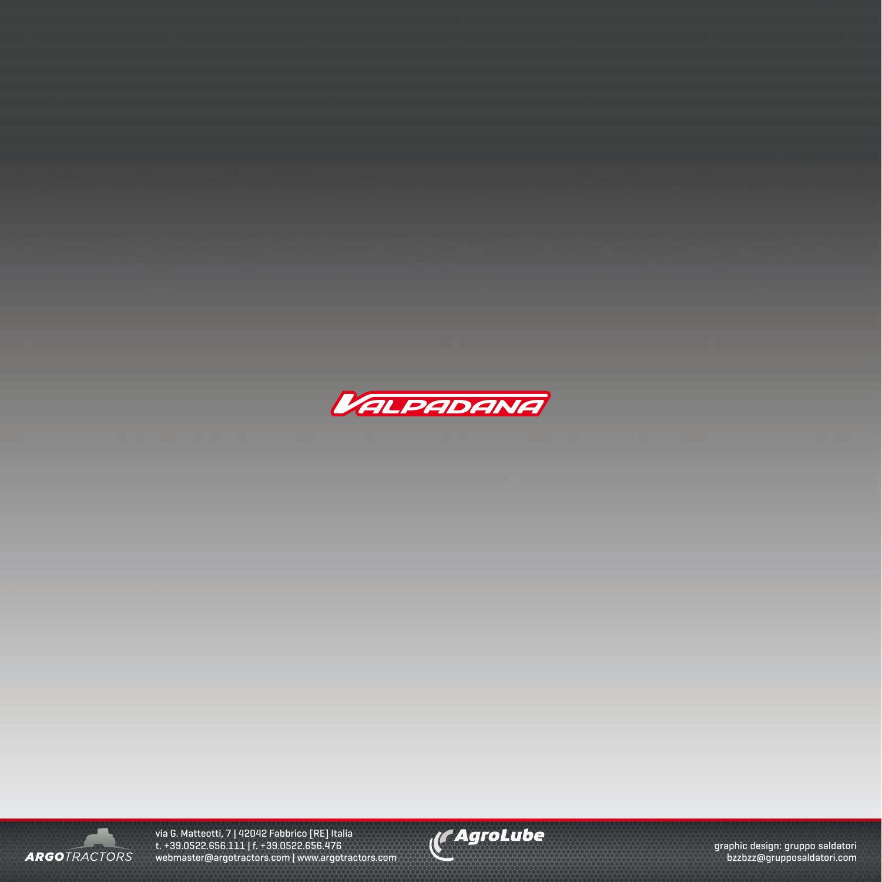VALPADANA

ARGOTRACTORS

via G. Matteotti, 7 | 42042 Fabbrico [RE] Italia
t. +39.0522.656.111 | f. +39.0522.656.476
webmaster@argotractors.com | www.argotractors.com

AgroLube

graphic design: gruppo saldatori
bzzbzz@grupposaldatori.com